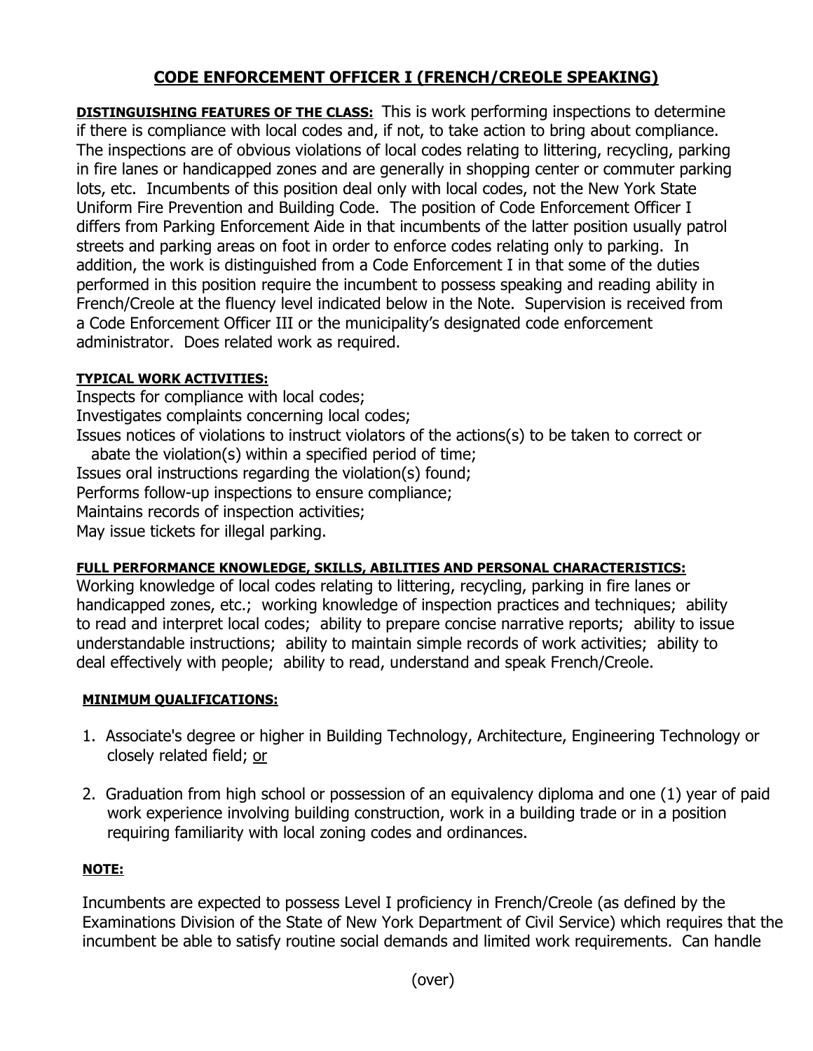# CODE ENFORCEMENT OFFICER I (FRENCH/CREOLE SPEAKING)

**DISTINGUISHING FEATURES OF THE CLASS:** This is work performing inspections to determine if there is compliance with local codes and, if not, to take action to bring about compliance. The inspections are of obvious violations of local codes relating to littering, recycling, parking in fire lanes or handicapped zones and are generally in shopping center or commuter parking lots, etc. Incumbents of this position deal only with local codes, not the New York State Uniform Fire Prevention and Building Code. The position of Code Enforcement Officer I differs from Parking Enforcement Aide in that incumbents of the latter position usually patrol streets and parking areas on foot in order to enforce codes relating only to parking. In addition, the work is distinguished from a Code Enforcement I in that some of the duties performed in this position require the incumbent to possess speaking and reading ability in French/Creole at the fluency level indicated below in the Note. Supervision is received from a Code Enforcement Officer III or the municipality's designated code enforcement administrator. Does related work as required.

**TYPICAL WORK ACTIVITIES:**

Inspects for compliance with local codes;
Investigates complaints concerning local codes;
Issues notices of violations to instruct violators of the actions(s) to be taken to correct or abate the violation(s) within a specified period of time;
Issues oral instructions regarding the violation(s) found;
Performs follow-up inspections to ensure compliance;
Maintains records of inspection activities;
May issue tickets for illegal parking.

**FULL PERFORMANCE KNOWLEDGE, SKILLS, ABILITIES AND PERSONAL CHARACTERISTICS:**
Working knowledge of local codes relating to littering, recycling, parking in fire lanes or handicapped zones, etc.; working knowledge of inspection practices and techniques; ability to read and interpret local codes; ability to prepare concise narrative reports; ability to issue understandable instructions; ability to maintain simple records of work activities; ability to deal effectively with people; ability to read, understand and speak French/Creole.

**MINIMUM QUALIFICATIONS:**

1. Associate's degree or higher in Building Technology, Architecture, Engineering Technology or closely related field; or

2. Graduation from high school or possession of an equivalency diploma and one (1) year of paid work experience involving building construction, work in a building trade or in a position requiring familiarity with local zoning codes and ordinances.

**NOTE:**

Incumbents are expected to possess Level I proficiency in French/Creole (as defined by the Examinations Division of the State of New York Department of Civil Service) which requires that the incumbent be able to satisfy routine social demands and limited work requirements. Can handle

(over)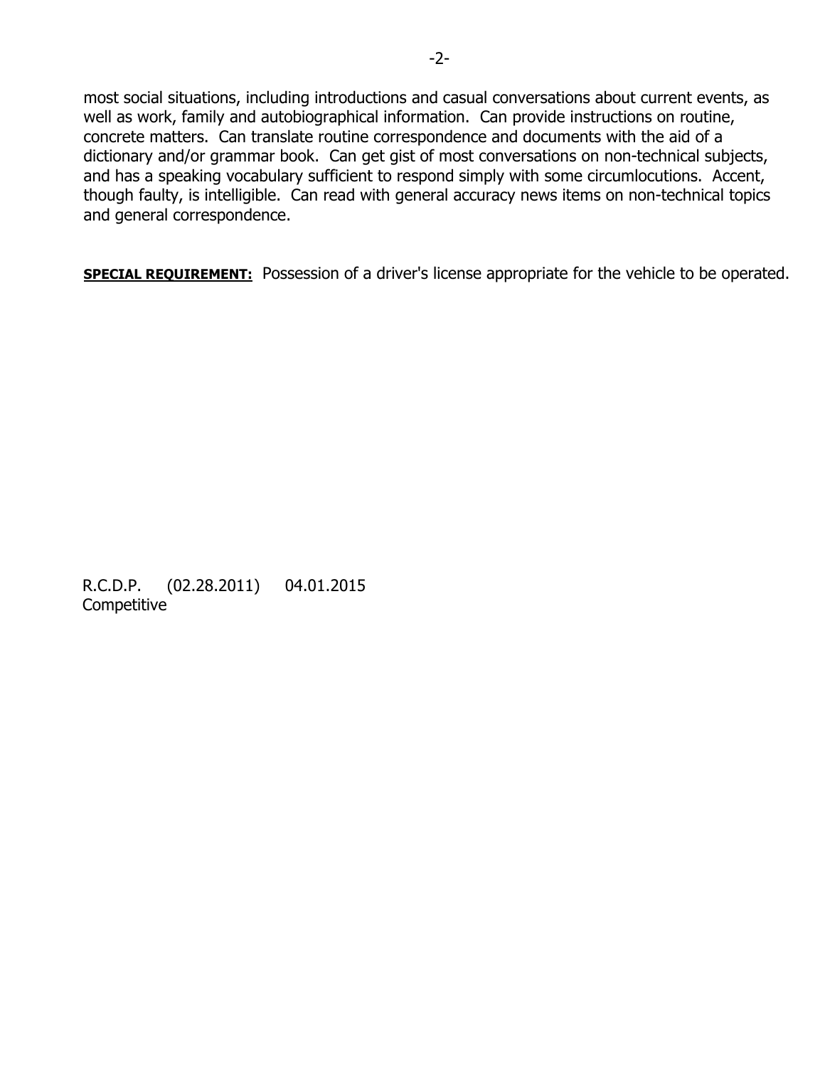most social situations, including introductions and casual conversations about current events, as well as work, family and autobiographical information. Can provide instructions on routine, concrete matters. Can translate routine correspondence and documents with the aid of a dictionary and/or grammar book. Can get gist of most conversations on non-technical subjects, and has a speaking vocabulary sufficient to respond simply with some circumlocutions. Accent, though faulty, is intelligible. Can read with general accuracy news items on non-technical topics and general correspondence.

**SPECIAL REQUIREMENT:** Possession of a driver's license appropriate for the vehicle to be operated.

R.C.D.P. (02.28.2011) 04.01.2015
Competitive